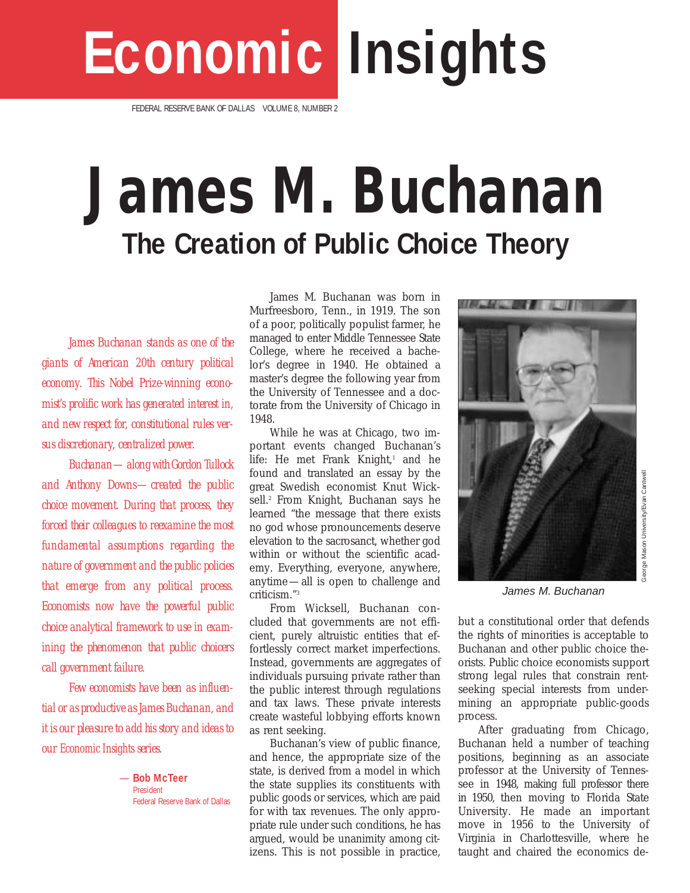# Economic Insights

FEDERAL RESERVE BANK OF DALLAS VOLUME 8, NUMBER 2

# James M. Buchanan

## The Creation of Public Choice Theory

*James Buchanan stands as one of the giants of American 20th century political economy. This Nobel Prize-winning economist's prolific work has generated interest in, and new respect for, constitutional rules versus discretionary, centralized power.*

*Buchanan—along with Gordon Tullock and Anthony Downs—created the public choice movement. During that process, they forced their colleagues to reexamine the most fundamental assumptions regarding the nature of government and the public policies that emerge from any political process. Economists now have the powerful public choice analytical framework to use in examining the phenomenon that public choicers call government failure.*

*Few economists have been as influential or as productive as James Buchanan, and it is our pleasure to add his story and ideas to our Economic Insights series.*

— **Bob McTeer**
President
Federal Reserve Bank of Dallas

James M. Buchanan was born in Murfreesboro, Tenn., in 1919. The son of a poor, politically populist farmer, he managed to enter Middle Tennessee State College, where he received a bachelor's degree in 1940. He obtained a master's degree the following year from the University of Tennessee and a doctorate from the University of Chicago in 1948.

While he was at Chicago, two important events changed Buchanan's life: He met Frank Knight,[1] and he found and translated an essay by the great Swedish economist Knut Wicksell.[2] From Knight, Buchanan says he learned "the message that there exists no god whose pronouncements deserve elevation to the sacrosanct, whether god within or without the scientific academy. Everything, everyone, anywhere, anytime—all is open to challenge and criticism."[3]

From Wicksell, Buchanan concluded that governments are not efficient, purely altruistic entities that effortlessly correct market imperfections. Instead, governments are aggregates of individuals pursuing private rather than the public interest through regulations and tax laws. These private interests create wasteful lobbying efforts known as rent seeking.

Buchanan's view of public finance, and hence, the appropriate size of the state, is derived from a model in which the state supplies its constituents with public goods or services, which are paid for with tax revenues. The only appropriate rule under such conditions, he has argued, would be unanimity among citizens. This is not possible in practice, but a constitutional order that defends the rights of minorities is acceptable to Buchanan and other public choice theorists. Public choice economists support strong legal rules that constrain rent-seeking special interests from undermining an appropriate public-goods process.

James M. Buchanan

George Mason University/Evan Cantwell

After graduating from Chicago, Buchanan held a number of teaching positions, beginning as an associate professor at the University of Tennessee in 1948, making full professor there in 1950, then moving to Florida State University. He made an important move in 1956 to the University of Virginia in Charlottesville, where he taught and chaired the economics de-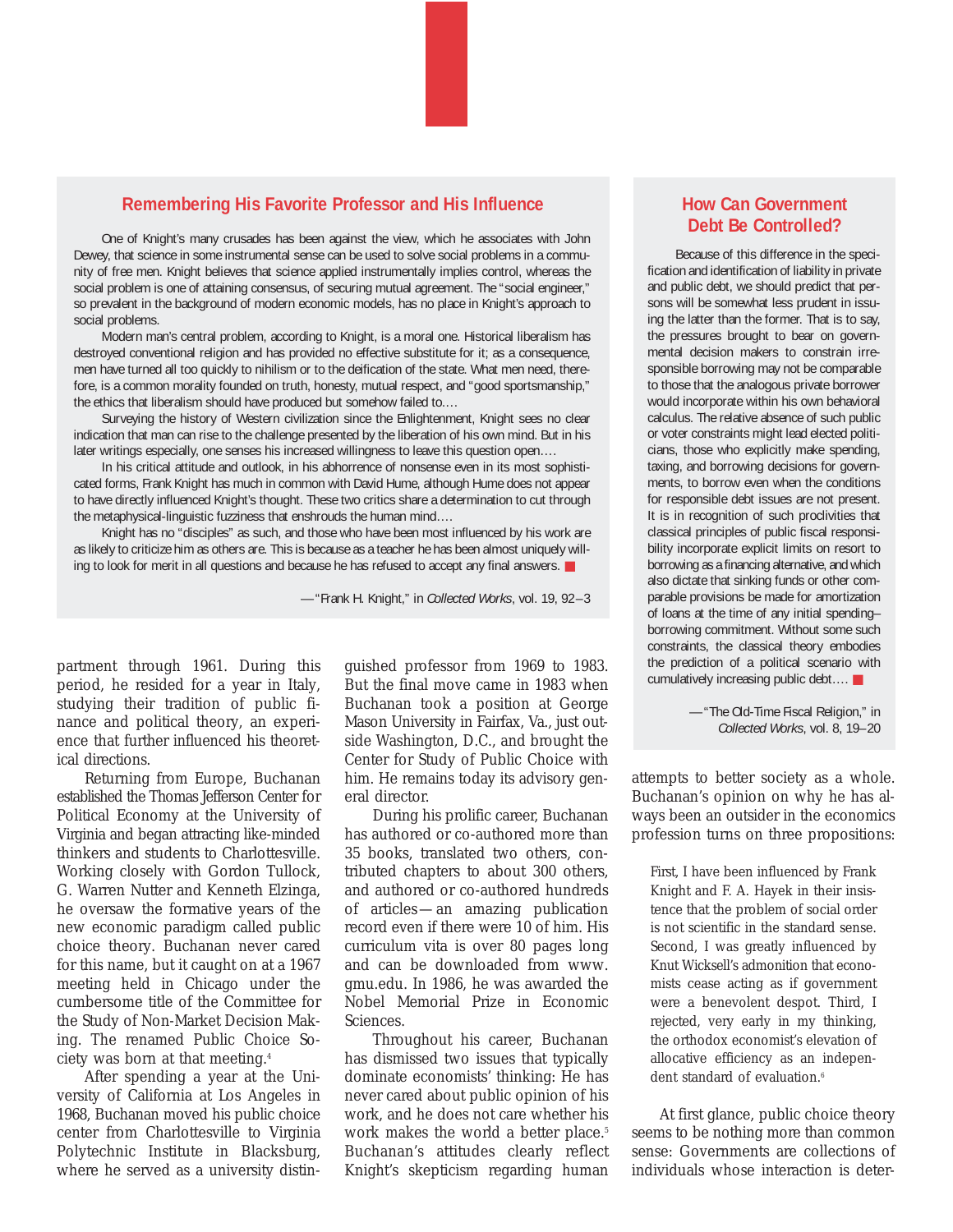## Remembering His Favorite Professor and His Influence

One of Knight's many crusades has been against the view, which he associates with John Dewey, that science in some instrumental sense can be used to solve social problems in a community of free men. Knight believes that science applied instrumentally implies control, whereas the social problem is one of attaining consensus, of securing mutual agreement. The "social engineer," so prevalent in the background of modern economic models, has no place in Knight's approach to social problems.

Modern man's central problem, according to Knight, is a moral one. Historical liberalism has destroyed conventional religion and has provided no effective substitute for it; as a consequence, men have turned all too quickly to nihilism or to the deification of the state. What men need, therefore, is a common morality founded on truth, honesty, mutual respect, and "good sportsmanship," the ethics that liberalism should have produced but somehow failed to....

Surveying the history of Western civilization since the Enlightenment, Knight sees no clear indication that man can rise to the challenge presented by the liberation of his own mind. But in his later writings especially, one senses his increased willingness to leave this question open....

In his critical attitude and outlook, in his abhorrence of nonsense even in its most sophisticated forms, Frank Knight has much in common with David Hume, although Hume does not appear to have directly influenced Knight's thought. These two critics share a determination to cut through the metaphysical-linguistic fuzziness that enshrouds the human mind....

Knight has no "disciples" as such, and those who have been most influenced by his work are as likely to criticize him as others are. This is because as a teacher he has been almost uniquely willing to look for merit in all questions and because he has refused to accept any final answers. ■

—"Frank H. Knight," in *Collected Works*, vol. 19, 92–3

## How Can Government Debt Be Controlled?

Because of this difference in the specification and identification of liability in private and public debt, we should predict that persons will be somewhat less prudent in issuing the latter than the former. That is to say, the pressures brought to bear on governmental decision makers to constrain irresponsible borrowing may not be comparable to those that the analogous private borrower would incorporate within his own behavioral calculus. The relative absence of such public or voter constraints might lead elected politicians, those who explicitly make spending, taxing, and borrowing decisions for governments, to borrow even when the conditions for responsible debt issues are not present. It is in recognition of such proclivities that classical principles of public fiscal responsibility incorporate explicit limits on resort to borrowing as a financing alternative, and which also dictate that sinking funds or other comparable provisions be made for amortization of loans at the time of any initial spending–borrowing commitment. Without some such constraints, the classical theory embodies the prediction of a political scenario with cumulatively increasing public debt.... ■

—"The Old-Time Fiscal Religion," in *Collected Works*, vol. 8, 19–20

partment through 1961. During this period, he resided for a year in Italy, studying their tradition of public finance and political theory, an experience that further influenced his theoretical directions.

Returning from Europe, Buchanan established the Thomas Jefferson Center for Political Economy at the University of Virginia and began attracting like-minded thinkers and students to Charlottesville. Working closely with Gordon Tullock, G. Warren Nutter and Kenneth Elzinga, he oversaw the formative years of the new economic paradigm called public choice theory. Buchanan never cared for this name, but it caught on at a 1967 meeting held in Chicago under the cumbersome title of the Committee for the Study of Non-Market Decision Making. The renamed Public Choice Society was born at that meeting.[4]

After spending a year at the University of California at Los Angeles in 1968, Buchanan moved his public choice center from Charlottesville to Virginia Polytechnic Institute in Blacksburg, where he served as a university distinguished professor from 1969 to 1983. But the final move came in 1983 when Buchanan took a position at George Mason University in Fairfax, Va., just outside Washington, D.C., and brought the Center for Study of Public Choice with him. He remains today its advisory general director.

During his prolific career, Buchanan has authored or co-authored more than 35 books, translated two others, contributed chapters to about 300 others, and authored or co-authored hundreds of articles—an amazing publication record even if there were 10 of him. His curriculum vita is over 80 pages long and can be downloaded from www.gmu.edu. In 1986, he was awarded the Nobel Memorial Prize in Economic Sciences.

Throughout his career, Buchanan has dismissed two issues that typically dominate economists' thinking: He has never cared about public opinion of his work, and he does not care whether his work makes the world a better place.[5] Buchanan's attitudes clearly reflect Knight's skepticism regarding human attempts to better society as a whole. Buchanan's opinion on why he has always been an outsider in the economics profession turns on three propositions:

> First, I have been influenced by Frank Knight and F. A. Hayek in their insistence that the problem of social order is not scientific in the standard sense. Second, I was greatly influenced by Knut Wicksell's admonition that economists cease acting as if government were a benevolent despot. Third, I rejected, very early in my thinking, the orthodox economist's elevation of allocative efficiency as an independent standard of evaluation.[6]

At first glance, public choice theory seems to be nothing more than common sense: Governments are collections of individuals whose interaction is deter-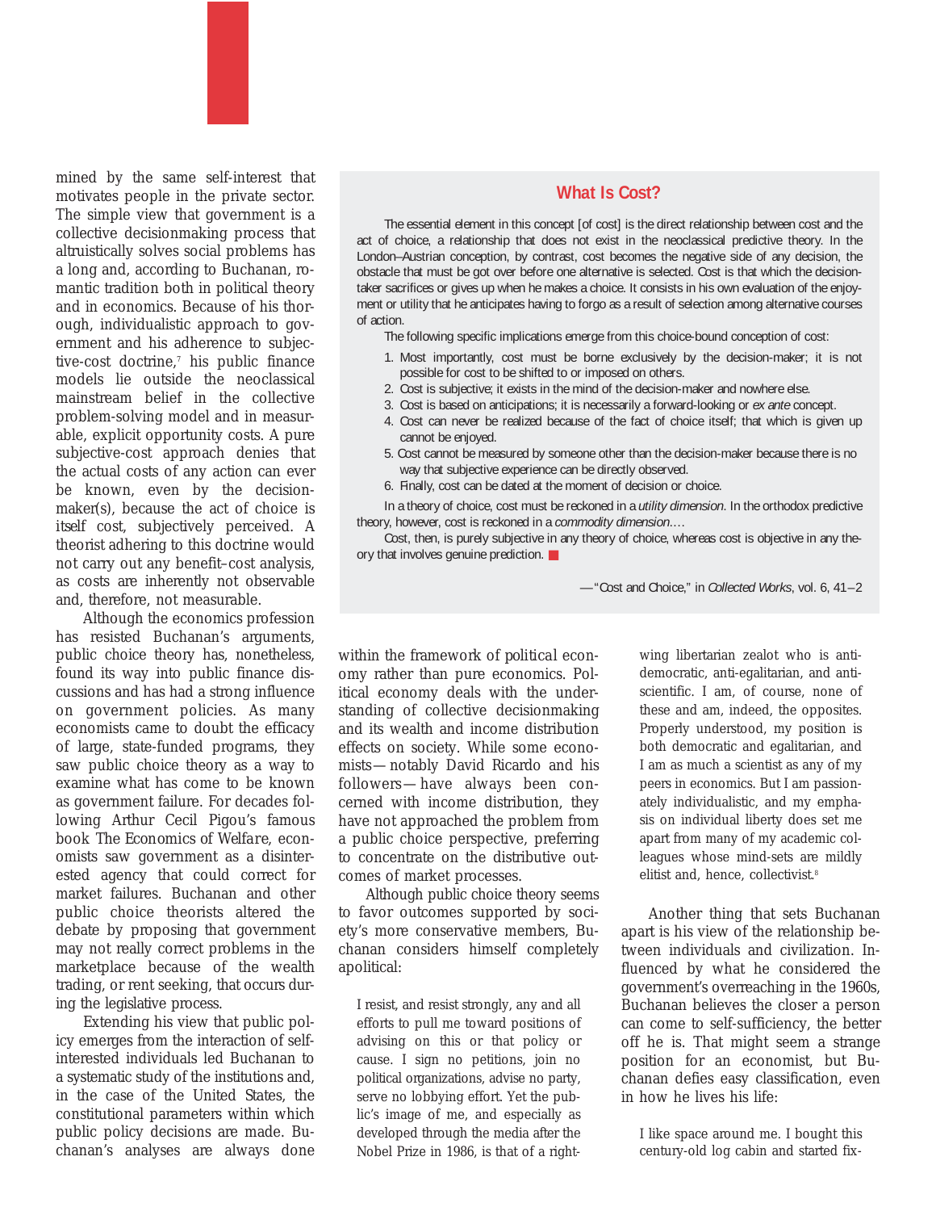mined by the same self-interest that motivates people in the private sector. The simple view that government is a collective decisionmaking process that altruistically solves social problems has a long and, according to Buchanan, romantic tradition both in political theory and in economics. Because of his thorough, individualistic approach to government and his adherence to subjective-cost doctrine,[7] his public finance models lie outside the neoclassical mainstream belief in the collective problem-solving model and in measurable, explicit opportunity costs. A pure subjective-cost approach denies that the actual costs of any action can ever be known, even by the decision-maker(s), because the act of choice is itself cost, subjectively perceived. A theorist adhering to this doctrine would not carry out any benefit–cost analysis, as costs are inherently not observable and, therefore, not measurable.

Although the economics profession has resisted Buchanan's arguments, public choice theory has, nonetheless, found its way into public finance discussions and has had a strong influence on government policies. As many economists came to doubt the efficacy of large, state-funded programs, they saw public choice theory as a way to examine what has come to be known as government failure. For decades following Arthur Cecil Pigou's famous book The Economics of Welfare, economists saw government as a disinterested agency that could correct for market failures. Buchanan and other public choice theorists altered the debate by proposing that government may not really correct problems in the marketplace because of the wealth trading, or rent seeking, that occurs during the legislative process.

Extending his view that public policy emerges from the interaction of self-interested individuals led Buchanan to a systematic study of the institutions and, in the case of the United States, the constitutional parameters within which public policy decisions are made. Buchanan's analyses are always done within the framework of political economy rather than pure economics. Political economy deals with the understanding of collective decisionmaking and its wealth and income distribution effects on society. While some economists—notably David Ricardo and his followers—have always been concerned with income distribution, they have not approached the problem from a public choice perspective, preferring to concentrate on the distributive outcomes of market processes.

Although public choice theory seems to favor outcomes supported by society's more conservative members, Buchanan considers himself completely apolitical:

> I resist, and resist strongly, any and all efforts to pull me toward positions of advising on this or that policy or cause. I sign no petitions, join no political organizations, advise no party, serve no lobbying effort. Yet the public's image of me, and especially as developed through the media after the Nobel Prize in 1986, is that of a right-wing libertarian zealot who is anti-democratic, anti-egalitarian, and anti-scientific. I am, of course, none of these and am, indeed, the opposites. Properly understood, my position is both democratic and egalitarian, and I am as much a scientist as any of my peers in economics. But I am passionately individualistic, and my emphasis on individual liberty does set me apart from many of my academic colleagues whose mind-sets are mildly elitist and, hence, collectivist.[8]

Another thing that sets Buchanan apart is his view of the relationship between individuals and civilization. Influenced by what he considered the government's overreaching in the 1960s, Buchanan believes the closer a person can come to self-sufficiency, the better off he is. That might seem a strange position for an economist, but Buchanan defies easy classification, even in how he lives his life:

> I like space around me. I bought this century-old log cabin and started fix-

## What Is Cost?

The essential element in this concept [of cost] is the direct relationship between cost and the act of choice, a relationship that does not exist in the neoclassical predictive theory. In the London–Austrian conception, by contrast, cost becomes the negative side of any decision, the obstacle that must be got over before one alternative is selected. Cost is that which the decision-taker sacrifices or gives up when he makes a choice. It consists in his own evaluation of the enjoyment or utility that he anticipates having to forgo as a result of selection among alternative courses of action.

The following specific implications emerge from this choice-bound conception of cost:

1. Most importantly, cost must be borne exclusively by the decision-maker; it is not possible for cost to be shifted to or imposed on others.
2. Cost is subjective; it exists in the mind of the decision-maker and nowhere else.
3. Cost is based on anticipations; it is necessarily a forward-looking or *ex ante* concept.
4. Cost can never be realized because of the fact of choice itself; that which is given up cannot be enjoyed.
5. Cost cannot be measured by someone other than the decision-maker because there is no way that subjective experience can be directly observed.
6. Finally, cost can be dated at the moment of decision or choice.

In a theory of choice, cost must be reckoned in a *utility dimension*. In the orthodox predictive theory, however, cost is reckoned in a *commodity dimension*.…

Cost, then, is purely subjective in any theory of choice, whereas cost is objective in any theory that involves genuine prediction. ■

—"Cost and Choice," in *Collected Works*, vol. 6, 41–2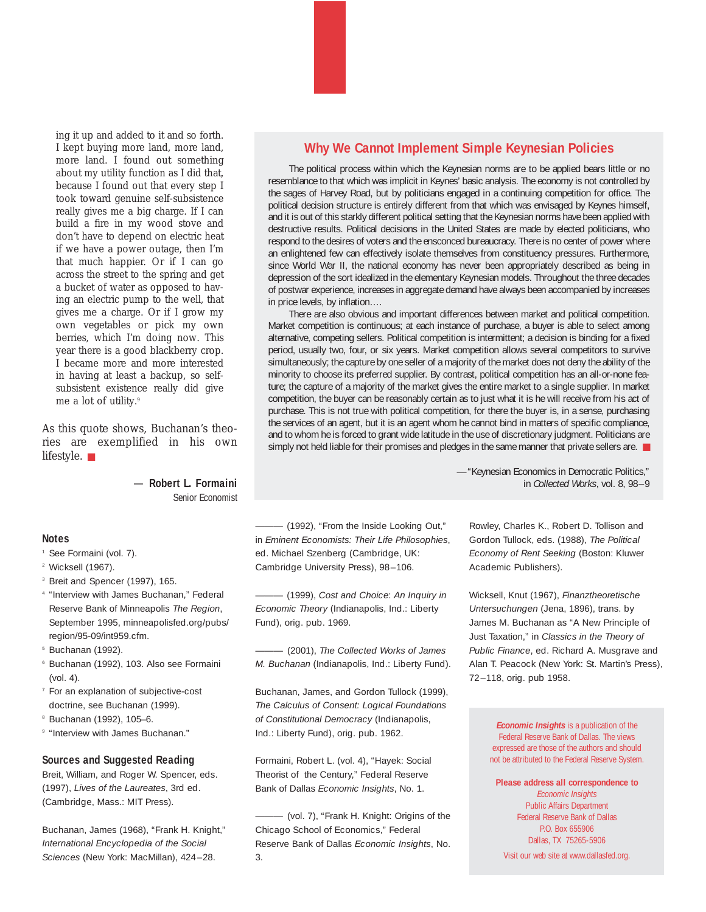ing it up and added to it and so forth. I kept buying more land, more land, more land. I found out something about my utility function as I did that, because I found out that every step I took toward genuine self-subsistence really gives me a big charge. If I can build a fire in my wood stove and don't have to depend on electric heat if we have a power outage, then I'm that much happier. Or if I can go across the street to the spring and get a bucket of water as opposed to having an electric pump to the well, that gives me a charge. Or if I grow my own vegetables or pick my own berries, which I'm doing now. This year there is a good blackberry crop. I became more and more interested in having at least a backup, so self-subsistent existence really did give me a lot of utility.[9]

As this quote shows, Buchanan's theories are exemplified in his own lifestyle. ■

— **Robert L. Formaini**
Senior Economist

## Why We Cannot Implement Simple Keynesian Policies

The political process within which the Keynesian norms are to be applied bears little or no resemblance to that which was implicit in Keynes' basic analysis. The economy is not controlled by the sages of Harvey Road, but by politicians engaged in a continuing competition for office. The political decision structure is entirely different from that which was envisaged by Keynes himself, and it is out of this starkly different political setting that the Keynesian norms have been applied with destructive results. Political decisions in the United States are made by elected politicians, who respond to the desires of voters and the ensconced bureaucracy. There is no center of power where an enlightened few can effectively isolate themselves from constituency pressures. Furthermore, since World War II, the national economy has never been appropriately described as being in depression of the sort idealized in the elementary Keynesian models. Throughout the three decades of postwar experience, increases in aggregate demand have always been accompanied by increases in price levels, by inflation.…

There are also obvious and important differences between market and political competition. Market competition is continuous; at each instance of purchase, a buyer is able to select among alternative, competing sellers. Political competition is intermittent; a decision is binding for a fixed period, usually two, four, or six years. Market competition allows several competitors to survive simultaneously; the capture by one seller of a majority of the market does not deny the ability of the minority to choose its preferred supplier. By contrast, political competition has an all-or-none feature; the capture of a majority of the market gives the entire market to a single supplier. In market competition, the buyer can be reasonably certain as to just what it is he will receive from his act of purchase. This is not true with political competition, for there the buyer is, in a sense, purchasing the services of an agent, but it is an agent whom he cannot bind in matters of specific compliance, and to whom he is forced to grant wide latitude in the use of discretionary judgment. Politicians are simply not held liable for their promises and pledges in the same manner that private sellers are. ■

—"Keynesian Economics in Democratic Politics,"
in *Collected Works*, vol. 8, 98–9

### Notes

1. See Formaini (vol. 7).
2. Wicksell (1967).
3. Breit and Spencer (1997), 165.
4. "Interview with James Buchanan," Federal Reserve Bank of Minneapolis *The Region*, September 1995, minneapolisfed.org/pubs/region/95-09/int959.cfm.
5. Buchanan (1992).
6. Buchanan (1992), 103. Also see Formaini (vol. 4).
7. For an explanation of subjective-cost doctrine, see Buchanan (1999).
8. Buchanan (1992), 105–6.
9. "Interview with James Buchanan."

### Sources and Suggested Reading

Breit, William, and Roger W. Spencer, eds. (1997), *Lives of the Laureates*, 3rd ed. (Cambridge, Mass.: MIT Press).

Buchanan, James (1968), "Frank H. Knight," *International Encyclopedia of the Social Sciences* (New York: MacMillan), 424–28.

——— (1992), "From the Inside Looking Out," in *Eminent Economists: Their Life Philosophies*, ed. Michael Szenberg (Cambridge, UK: Cambridge University Press), 98–106.

——— (1999), *Cost and Choice: An Inquiry in Economic Theory* (Indianapolis, Ind.: Liberty Fund), orig. pub. 1969.

——— (2001), *The Collected Works of James M. Buchanan* (Indianapolis, Ind.: Liberty Fund).

Buchanan, James, and Gordon Tullock (1999), *The Calculus of Consent: Logical Foundations of Constitutional Democracy* (Indianapolis, Ind.: Liberty Fund), orig. pub. 1962.

Formaini, Robert L. (vol. 4), "Hayek: Social Theorist of the Century," Federal Reserve Bank of Dallas *Economic Insights*, No. 1.

——— (vol. 7), "Frank H. Knight: Origins of the Chicago School of Economics," Federal Reserve Bank of Dallas *Economic Insights*, No. 3.

Rowley, Charles K., Robert D. Tollison and Gordon Tullock, eds. (1988), *The Political Economy of Rent Seeking* (Boston: Kluwer Academic Publishers).

Wicksell, Knut (1967), *Finanztheoretische Untersuchungen* (Jena, 1896), trans. by James M. Buchanan as "A New Principle of Just Taxation," in *Classics in the Theory of Public Finance*, ed. Richard A. Musgrave and Alan T. Peacock (New York: St. Martin's Press), 72–118, orig. pub 1958.

***Economic Insights*** is a publication of the Federal Reserve Bank of Dallas. The views expressed are those of the authors and should not be attributed to the Federal Reserve System.

**Please address all correspondence to**
*Economic Insights*
Public Affairs Department
Federal Reserve Bank of Dallas
P.O. Box 655906
Dallas, TX 75265-5906

Visit our web site at www.dallasfed.org.